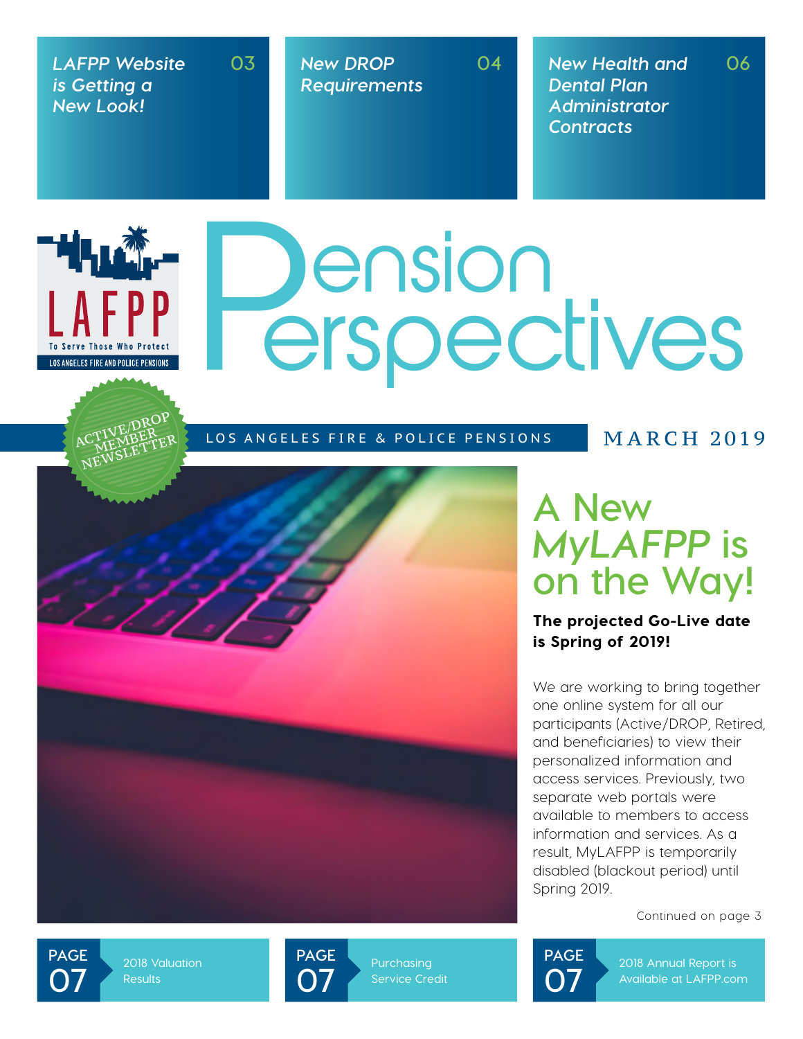LAFPP Website is Getting a New Look! 03

New DROP Requirements 04

New Health and Dental Plan Administrator Contracts 06

LAFPP

To Serve Those Who Protect

LOS ANGELES FIRE AND POLICE PENSIONS

# Pension Perspectives

ACTIVE/DROP MEMBER NEWSLETTER

LOS ANGELES FIRE & POLICE PENSIONS

MARCH 2019

## A New *MyLAFPP* is on the Way!

**The projected Go-Live date is Spring of 2019!**

We are working to bring together one online system for all our participants (Active/DROP, Retired, and beneficiaries) to view their personalized information and access services. Previously, two separate web portals were available to members to access information and services. As a result, MyLAFPP is temporarily disabled (blackout period) until Spring 2019.

Continued on page 3

PAGE 07 — 2018 Valuation Results

PAGE 07 — Purchasing Service Credit

PAGE 07 — 2018 Annual Report is Available at LAFPP.com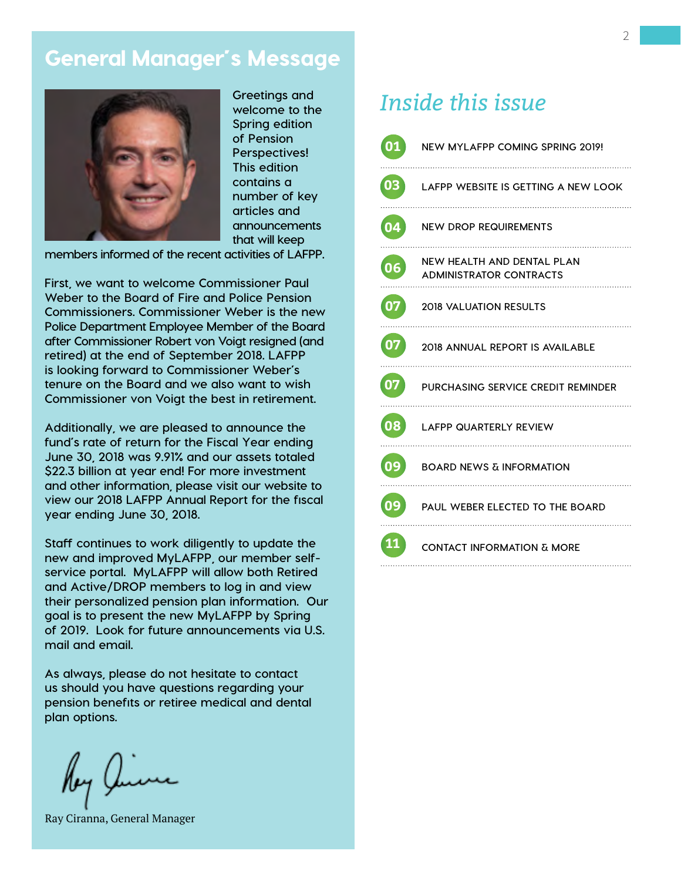## General Manager's Message

Greetings and welcome to the Spring edition of Pension Perspectives! This edition contains a number of key articles and announcements that will keep members informed of the recent activities of LAFPP.

First, we want to welcome Commissioner Paul Weber to the Board of Fire and Police Pension Commissioners. Commissioner Weber is the new Police Department Employee Member of the Board after Commissioner Robert von Voigt resigned (and retired) at the end of September 2018. LAFPP is looking forward to Commissioner Weber's tenure on the Board and we also want to wish Commissioner von Voigt the best in retirement.

Additionally, we are pleased to announce the fund's rate of return for the Fiscal Year ending June 30, 2018 was 9.91% and our assets totaled $22.3 billion at year end! For more investment and other information, please visit our website to view our 2018 LAFPP Annual Report for the fiscal year ending June 30, 2018.

Staff continues to work diligently to update the new and improved MyLAFPP, our member self-service portal. MyLAFPP will allow both Retired and Active/DROP members to log in and view their personalized pension plan information. Our goal is to present the new MyLAFPP by Spring of 2019. Look for future announcements via U.S. mail and email.

As always, please do not hesitate to contact us should you have questions regarding your pension benefits or retiree medical and dental plan options.

Ray Ciranna, General Manager

## *Inside this issue*

- **01** NEW MYLAFPP COMING SPRING 2019!
- **03** LAFPP WEBSITE IS GETTING A NEW LOOK
- **04** NEW DROP REQUIREMENTS
- **06** NEW HEALTH AND DENTAL PLAN ADMINISTRATOR CONTRACTS
- **07** 2018 VALUATION RESULTS
- **07** 2018 ANNUAL REPORT IS AVAILABLE
- **07** PURCHASING SERVICE CREDIT REMINDER
- **08** LAFPP QUARTERLY REVIEW
- **09** BOARD NEWS & INFORMATION
- **09** PAUL WEBER ELECTED TO THE BOARD
- **11** CONTACT INFORMATION & MORE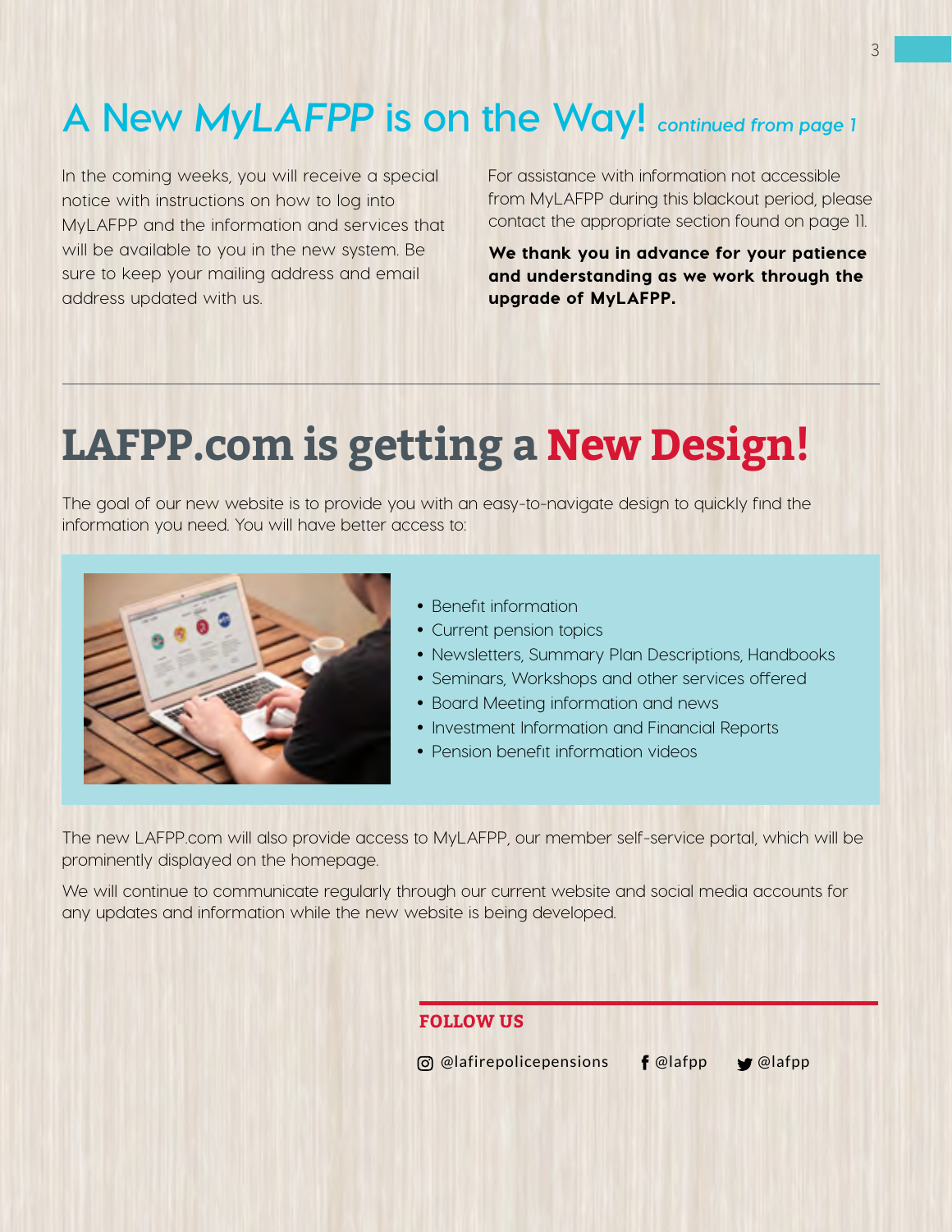# A New *MyLAFPP* is on the Way! *continued from page 1*

In the coming weeks, you will receive a special notice with instructions on how to log into MyLAFPP and the information and services that will be available to you in the new system. Be sure to keep your mailing address and email address updated with us.

For assistance with information not accessible from MyLAFPP during this blackout period, please contact the appropriate section found on page 11.

**We thank you in advance for your patience and understanding as we work through the upgrade of MyLAFPP.**

---

# LAFPP.com is getting a New Design!

The goal of our new website is to provide you with an easy-to-navigate design to quickly find the information you need. You will have better access to:

- Benefit information
- Current pension topics
- Newsletters, Summary Plan Descriptions, Handbooks
- Seminars, Workshops and other services offered
- Board Meeting information and news
- Investment Information and Financial Reports
- Pension benefit information videos

The new LAFPP.com will also provide access to MyLAFPP, our member self-service portal, which will be prominently displayed on the homepage.

We will continue to communicate regularly through our current website and social media accounts for any updates and information while the new website is being developed.

**FOLLOW US**

@lafirepolicepensions @lafpp @lafpp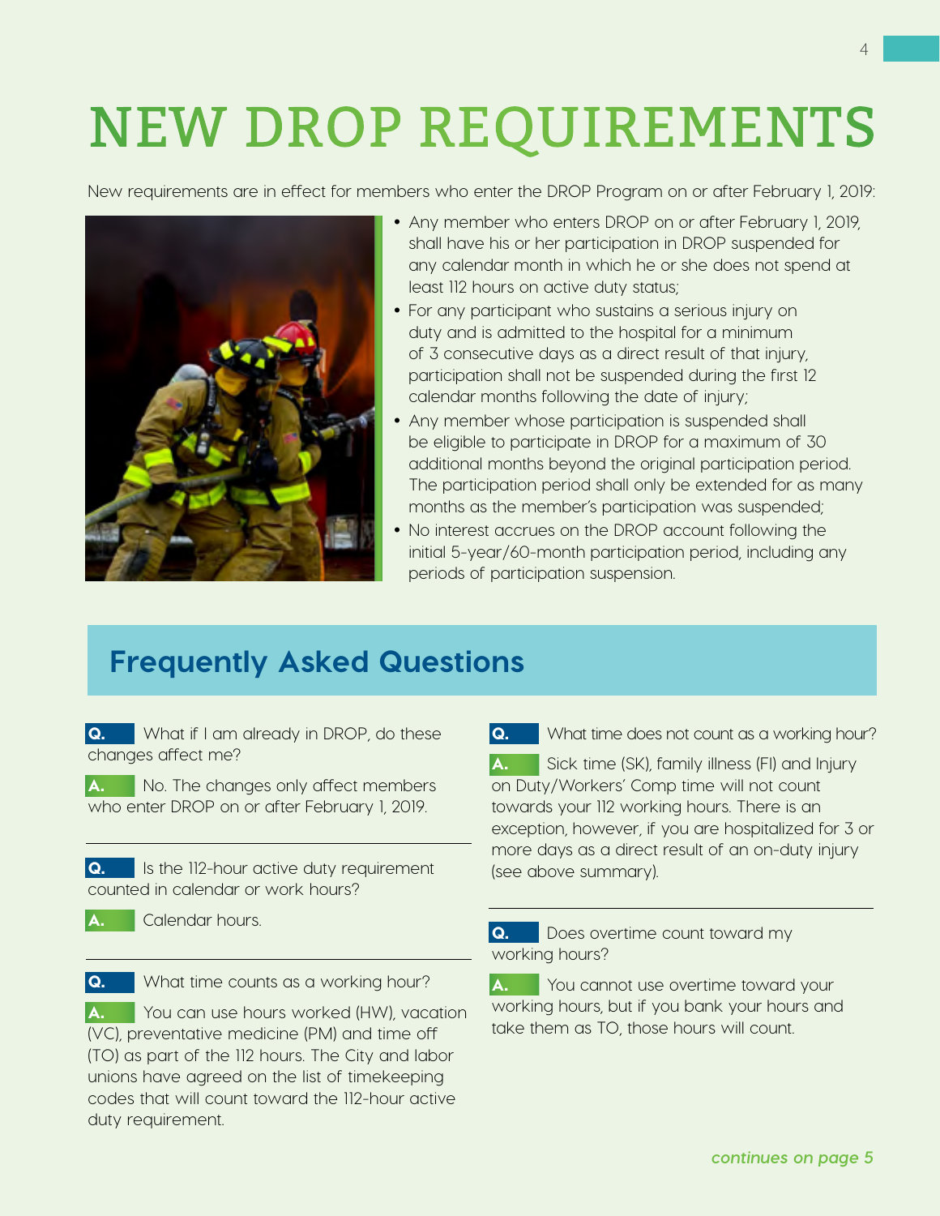# NEW DROP REQUIREMENTS

New requirements are in effect for members who enter the DROP Program on or after February 1, 2019:

- Any member who enters DROP on or after February 1, 2019, shall have his or her participation in DROP suspended for any calendar month in which he or she does not spend at least 112 hours on active duty status;
- For any participant who sustains a serious injury on duty and is admitted to the hospital for a minimum of 3 consecutive days as a direct result of that injury, participation shall not be suspended during the first 12 calendar months following the date of injury;
- Any member whose participation is suspended shall be eligible to participate in DROP for a maximum of 30 additional months beyond the original participation period. The participation period shall only be extended for as many months as the member's participation was suspended;
- No interest accrues on the DROP account following the initial 5-year/60-month participation period, including any periods of participation suspension.

## Frequently Asked Questions

**Q.** What if I am already in DROP, do these changes affect me?

**A.** No. The changes only affect members who enter DROP on or after February 1, 2019.

---

**Q.** Is the 112-hour active duty requirement counted in calendar or work hours?

**A.** Calendar hours.

---

**Q.** What time counts as a working hour?

**A.** You can use hours worked (HW), vacation (VC), preventative medicine (PM) and time off (TO) as part of the 112 hours. The City and labor unions have agreed on the list of timekeeping codes that will count toward the 112-hour active duty requirement.

---

**Q.** What time does not count as a working hour?

**A.** Sick time (SK), family illness (FI) and Injury on Duty/Workers' Comp time will not count towards your 112 working hours. There is an exception, however, if you are hospitalized for 3 or more days as a direct result of an on-duty injury (see above summary).

---

**Q.** Does overtime count toward my working hours?

**A.** You cannot use overtime toward your working hours, but if you bank your hours and take them as TO, those hours will count.

*continues on page 5*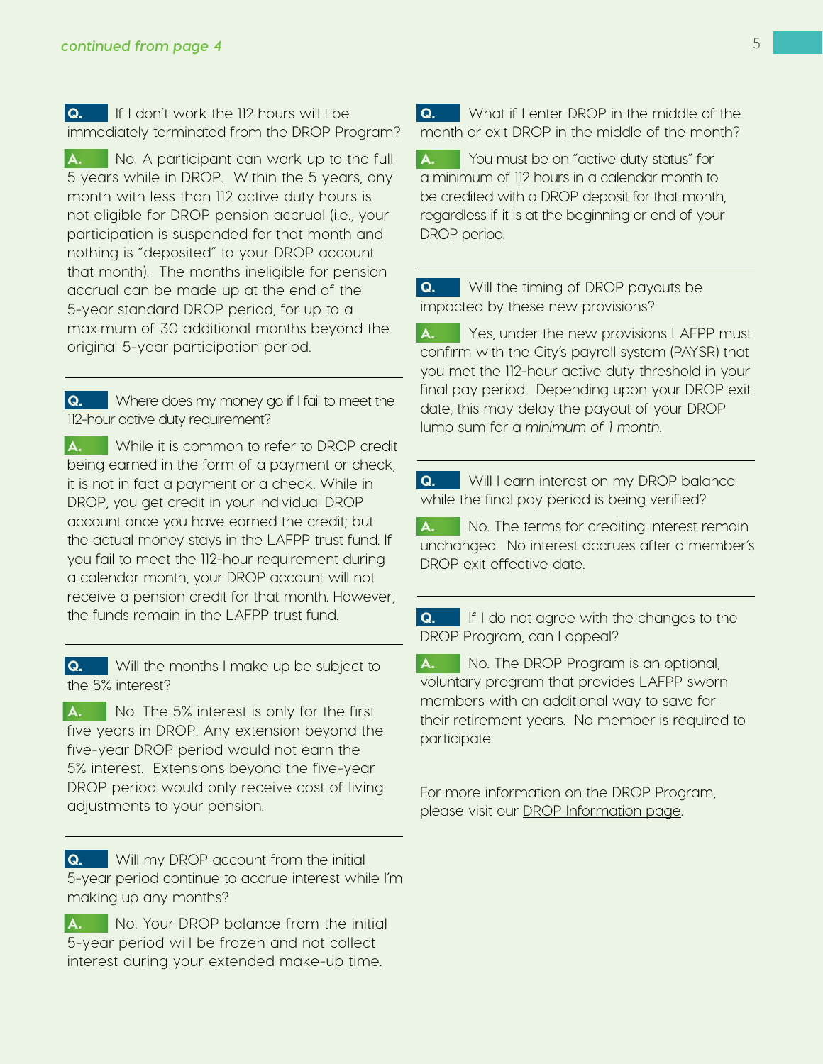*continued from page 4*

**Q.** If I don't work the 112 hours will I be immediately terminated from the DROP Program?

**A.** No. A participant can work up to the full 5 years while in DROP. Within the 5 years, any month with less than 112 active duty hours is not eligible for DROP pension accrual (i.e., your participation is suspended for that month and nothing is "deposited" to your DROP account that month). The months ineligible for pension accrual can be made up at the end of the 5-year standard DROP period, for up to a maximum of 30 additional months beyond the original 5-year participation period.

---

**Q.** Where does my money go if I fail to meet the 112-hour active duty requirement?

**A.** While it is common to refer to DROP credit being earned in the form of a payment or check, it is not in fact a payment or a check. While in DROP, you get credit in your individual DROP account once you have earned the credit; but the actual money stays in the LAFPP trust fund. If you fail to meet the 112-hour requirement during a calendar month, your DROP account will not receive a pension credit for that month. However, the funds remain in the LAFPP trust fund.

---

**Q.** Will the months I make up be subject to the 5% interest?

**A.** No. The 5% interest is only for the first five years in DROP. Any extension beyond the five-year DROP period would not earn the 5% interest. Extensions beyond the five-year DROP period would only receive cost of living adjustments to your pension.

---

**Q.** Will my DROP account from the initial 5-year period continue to accrue interest while I'm making up any months?

**A.** No. Your DROP balance from the initial 5-year period will be frozen and not collect interest during your extended make-up time.

---

**Q.** What if I enter DROP in the middle of the month or exit DROP in the middle of the month?

**A.** You must be on "active duty status" for a minimum of 112 hours in a calendar month to be credited with a DROP deposit for that month, regardless if it is at the beginning or end of your DROP period.

---

**Q.** Will the timing of DROP payouts be impacted by these new provisions?

**A.** Yes, under the new provisions LAFPP must confirm with the City's payroll system (PAYSR) that you met the 112-hour active duty threshold in your final pay period. Depending upon your DROP exit date, this may delay the payout of your DROP lump sum for a *minimum of 1 month*.

---

**Q.** Will I earn interest on my DROP balance while the final pay period is being verified?

**A.** No. The terms for crediting interest remain unchanged. No interest accrues after a member's DROP exit effective date.

---

**Q.** If I do not agree with the changes to the DROP Program, can I appeal?

**A.** No. The DROP Program is an optional, voluntary program that provides LAFPP sworn members with an additional way to save for their retirement years. No member is required to participate.

For more information on the DROP Program, please visit our DROP Information page.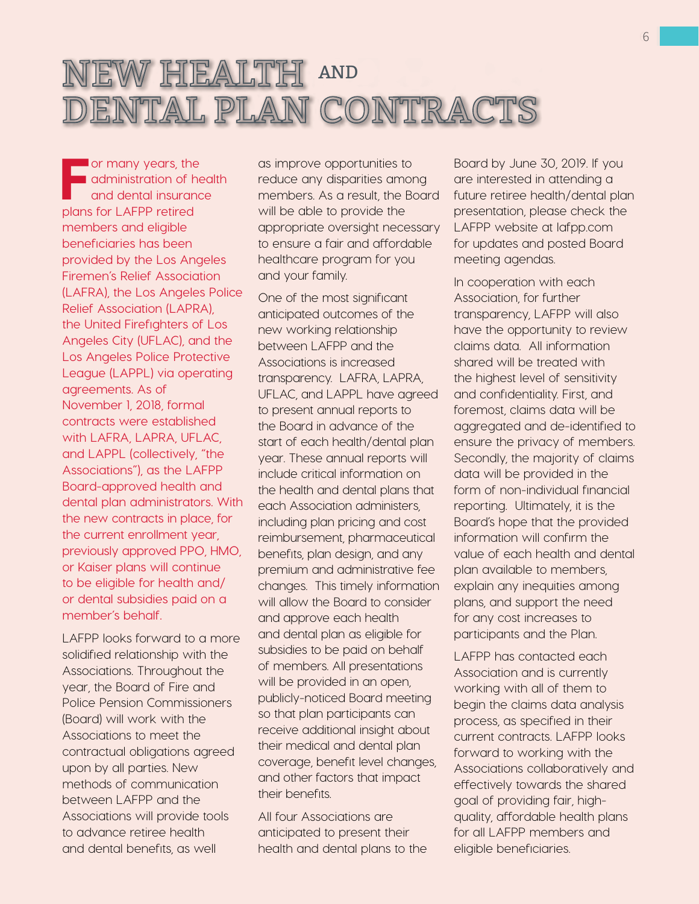# NEW HEALTH AND DENTAL PLAN CONTRACTS

For many years, the administration of health and dental insurance plans for LAFPP retired members and eligible beneficiaries has been provided by the Los Angeles Firemen's Relief Association (LAFRA), the Los Angeles Police Relief Association (LAPRA), the United Firefighters of Los Angeles City (UFLAC), and the Los Angeles Police Protective League (LAPPL) via operating agreements. As of November 1, 2018, formal contracts were established with LAFRA, LAPRA, UFLAC, and LAPPL (collectively, "the Associations"), as the LAFPP Board-approved health and dental plan administrators. With the new contracts in place, for the current enrollment year, previously approved PPO, HMO, or Kaiser plans will continue to be eligible for health and/or dental subsidies paid on a member's behalf.

LAFPP looks forward to a more solidified relationship with the Associations. Throughout the year, the Board of Fire and Police Pension Commissioners (Board) will work with the Associations to meet the contractual obligations agreed upon by all parties. New methods of communication between LAFPP and the Associations will provide tools to advance retiree health and dental benefits, as well as improve opportunities to reduce any disparities among members. As a result, the Board will be able to provide the appropriate oversight necessary to ensure a fair and affordable healthcare program for you and your family.

One of the most significant anticipated outcomes of the new working relationship between LAFPP and the Associations is increased transparency. LAFRA, LAPRA, UFLAC, and LAPPL have agreed to present annual reports to the Board in advance of the start of each health/dental plan year. These annual reports will include critical information on the health and dental plans that each Association administers, including plan pricing and cost reimbursement, pharmaceutical benefits, plan design, and any premium and administrative fee changes. This timely information will allow the Board to consider and approve each health and dental plan as eligible for subsidies to be paid on behalf of members. All presentations will be provided in an open, publicly-noticed Board meeting so that plan participants can receive additional insight about their medical and dental plan coverage, benefit level changes, and other factors that impact their benefits.

All four Associations are anticipated to present their health and dental plans to the Board by June 30, 2019. If you are interested in attending a future retiree health/dental plan presentation, please check the LAFPP website at lafpp.com for updates and posted Board meeting agendas.

In cooperation with each Association, for further transparency, LAFPP will also have the opportunity to review claims data. All information shared will be treated with the highest level of sensitivity and confidentiality. First, and foremost, claims data will be aggregated and de-identified to ensure the privacy of members. Secondly, the majority of claims data will be provided in the form of non-individual financial reporting. Ultimately, it is the Board's hope that the provided information will confirm the value of each health and dental plan available to members, explain any inequities among plans, and support the need for any cost increases to participants and the Plan.

LAFPP has contacted each Association and is currently working with all of them to begin the claims data analysis process, as specified in their current contracts. LAFPP looks forward to working with the Associations collaboratively and effectively towards the shared goal of providing fair, high-quality, affordable health plans for all LAFPP members and eligible beneficiaries.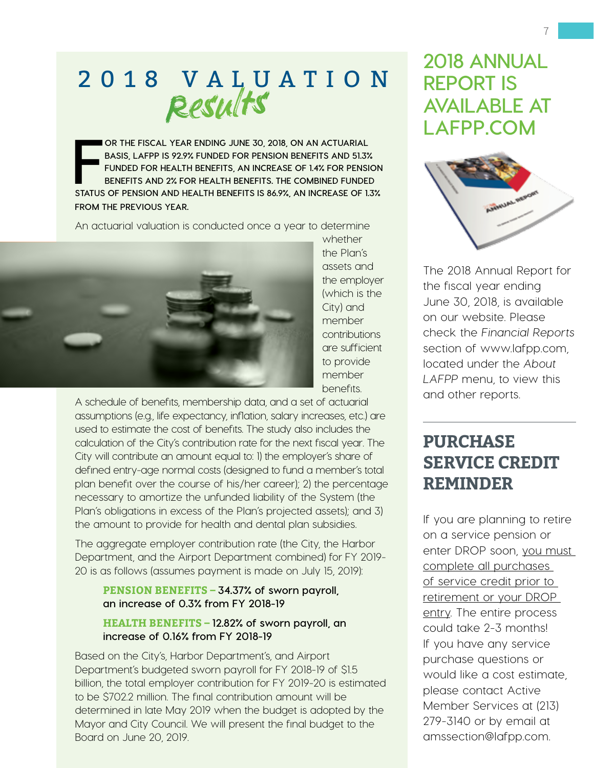# 2018 VALUATION *Results*

**FOR THE FISCAL YEAR ENDING JUNE 30, 2018, ON AN ACTUARIAL BASIS, LAFPP IS 92.9% FUNDED FOR PENSION BENEFITS AND 51.3% FUNDED FOR HEALTH BENEFITS, AN INCREASE OF 1.4% FOR PENSION BENEFITS AND 2% FOR HEALTH BENEFITS. THE COMBINED FUNDED STATUS OF PENSION AND HEALTH BENEFITS IS 86.9%, AN INCREASE OF 1.3% FROM THE PREVIOUS YEAR.**

An actuarial valuation is conducted once a year to determine whether the Plan's assets and the employer (which is the City) and member contributions are sufficient to provide member benefits. A schedule of benefits, membership data, and a set of actuarial assumptions (e.g., life expectancy, inflation, salary increases, etc.) are used to estimate the cost of benefits. The study also includes the calculation of the City's contribution rate for the next fiscal year. The City will contribute an amount equal to: 1) the employer's share of defined entry-age normal costs (designed to fund a member's total plan benefit over the course of his/her career); 2) the percentage necessary to amortize the unfunded liability of the System (the Plan's obligations in excess of the Plan's projected assets); and 3) the amount to provide for health and dental plan subsidies.

The aggregate employer contribution rate (the City, the Harbor Department, and the Airport Department combined) for FY 2019-20 is as follows (assumes payment is made on July 15, 2019):

> **PENSION BENEFITS – 34.37% of sworn payroll, an increase of 0.3% from FY 2018-19**
>
> **HEALTH BENEFITS – 12.82% of sworn payroll, an increase of 0.16% from FY 2018-19**

Based on the City's, Harbor Department's, and Airport Department's budgeted sworn payroll for FY 2018-19 of $1.5 billion, the total employer contribution for FY 2019-20 is estimated to be $702.2 million. The final contribution amount will be determined in late May 2019 when the budget is adopted by the Mayor and City Council. We will present the final budget to the Board on June 20, 2019.

## 2018 ANNUAL REPORT IS AVAILABLE AT LAFPP.COM

The 2018 Annual Report for the fiscal year ending June 30, 2018, is available on our website. Please check the *Financial Reports* section of www.lafpp.com, located under the *About LAFPP* menu, to view this and other reports.

## PURCHASE SERVICE CREDIT REMINDER

If you are planning to retire on a service pension or enter DROP soon, you must complete all purchases of service credit prior to retirement or your DROP entry. The entire process could take 2-3 months! If you have any service purchase questions or would like a cost estimate, please contact Active Member Services at (213) 279-3140 or by email at amssection@lafpp.com.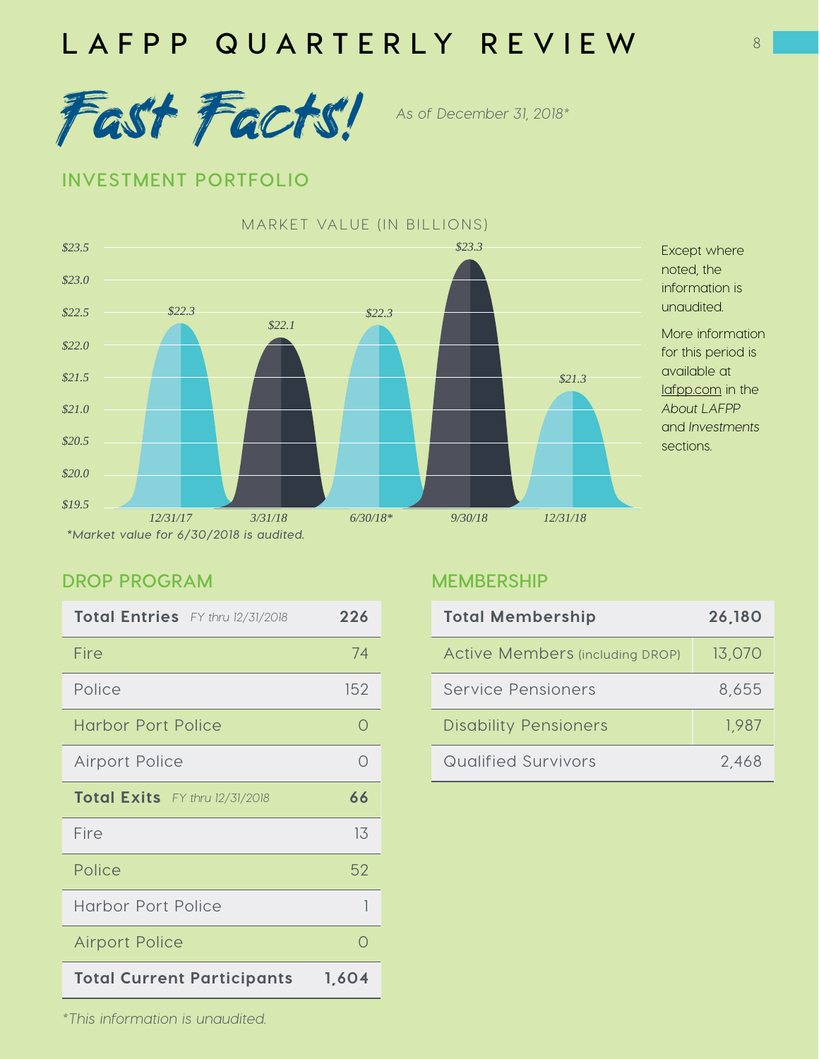# LAFPP QUARTERLY REVIEW

## Fast Facts!

*As of December 31, 2018**

### INVESTMENT PORTFOLIO

MARKET VALUE (IN BILLIONS)

| Date | Market Value |
|---|---|
| 12/31/17 | $22.3 |
| 3/31/18 | $22.1 |
| 6/30/18* | $22.3 |
| 9/30/18 | $23.3 |
| 12/31/18 | $21.3 |

*Market value for 6/30/2018 is audited.

Except where noted, the information is unaudited.

More information for this period is available at lafpp.com in the *About LAFPP* and *Investments* sections.

### DROP PROGRAM

| **Total Entries** *FY thru 12/31/2018* | **226** |
|---|---|
| Fire | 74 |
| Police | 152 |
| Harbor Port Police | 0 |
| Airport Police | 0 |
| **Total Exits** *FY thru 12/31/2018* | **66** |
| Fire | 13 |
| Police | 52 |
| Harbor Port Police | 1 |
| Airport Police | 0 |
| **Total Current Participants** | **1,604** |

### MEMBERSHIP

| **Total Membership** | **26,180** |
|---|---|
| Active Members (including DROP) | 13,070 |
| Service Pensioners | 8,655 |
| Disability Pensioners | 1,987 |
| Qualified Survivors | 2,468 |

*This information is unaudited.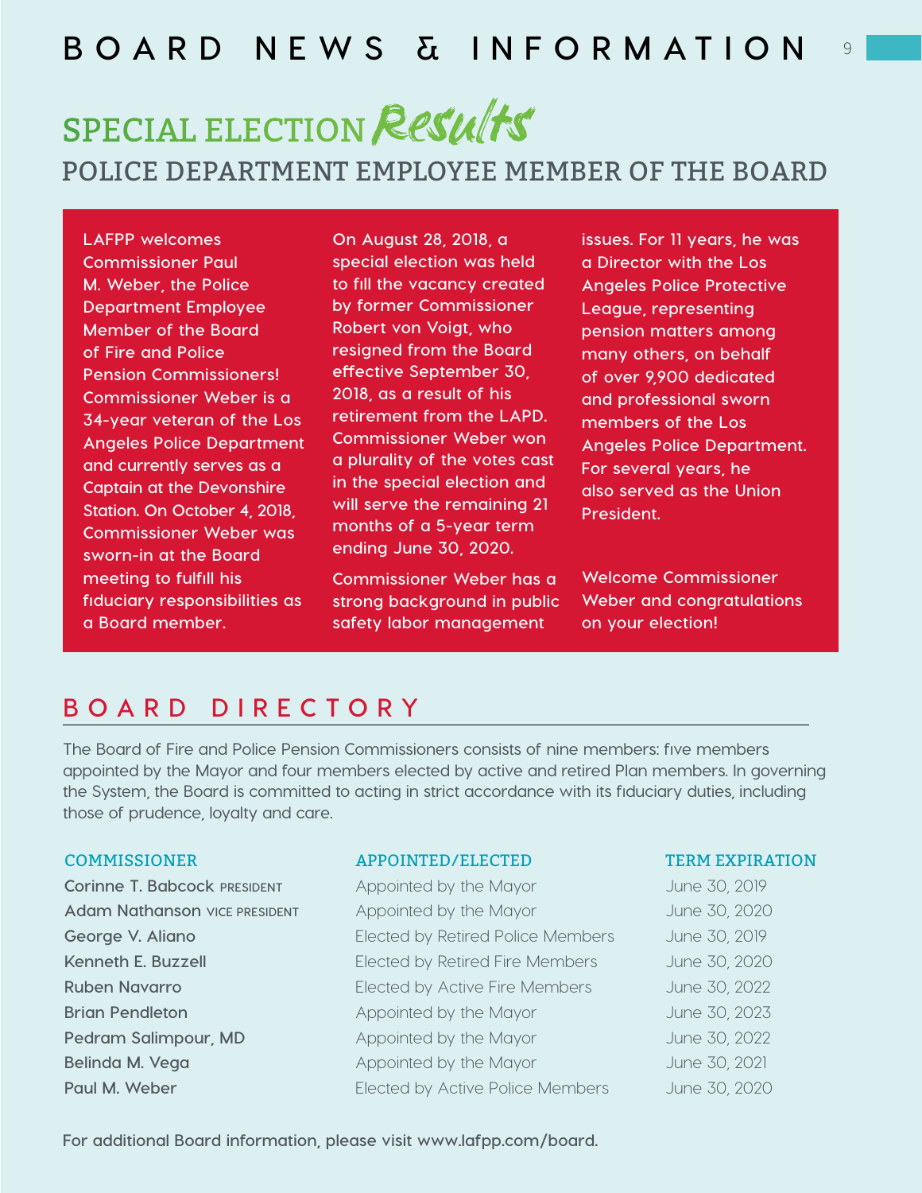# BOARD NEWS & INFORMATION

## SPECIAL ELECTION Results

### POLICE DEPARTMENT EMPLOYEE MEMBER OF THE BOARD

LAFPP welcomes Commissioner Paul M. Weber, the Police Department Employee Member of the Board of Fire and Police Pension Commissioners! Commissioner Weber is a 34-year veteran of the Los Angeles Police Department and currently serves as a Captain at the Devonshire Station. On October 4, 2018, Commissioner Weber was sworn-in at the Board meeting to fulfill his fiduciary responsibilities as a Board member.

On August 28, 2018, a special election was held to fill the vacancy created by former Commissioner Robert von Voigt, who resigned from the Board effective September 30, 2018, as a result of his retirement from the LAPD. Commissioner Weber won a plurality of the votes cast in the special election and will serve the remaining 21 months of a 5-year term ending June 30, 2020.

Commissioner Weber has a strong background in public safety labor management issues. For 11 years, he was a Director with the Los Angeles Police Protective League, representing pension matters among many others, on behalf of over 9,900 dedicated and professional sworn members of the Los Angeles Police Department. For several years, he also served as the Union President.

Welcome Commissioner Weber and congratulations on your election!

## BOARD DIRECTORY

The Board of Fire and Police Pension Commissioners consists of nine members: five members appointed by the Mayor and four members elected by active and retired Plan members. In governing the System, the Board is committed to acting in strict accordance with its fiduciary duties, including those of prudence, loyalty and care.

| COMMISSIONER | APPOINTED/ELECTED | TERM EXPIRATION |
|---|---|---|
| Corinne T. Babcock PRESIDENT | Appointed by the Mayor | June 30, 2019 |
| Adam Nathanson VICE PRESIDENT | Appointed by the Mayor | June 30, 2020 |
| George V. Aliano | Elected by Retired Police Members | June 30, 2019 |
| Kenneth E. Buzzell | Elected by Retired Fire Members | June 30, 2020 |
| Ruben Navarro | Elected by Active Fire Members | June 30, 2022 |
| Brian Pendleton | Appointed by the Mayor | June 30, 2023 |
| Pedram Salimpour, MD | Appointed by the Mayor | June 30, 2022 |
| Belinda M. Vega | Appointed by the Mayor | June 30, 2021 |
| Paul M. Weber | Elected by Active Police Members | June 30, 2020 |

For additional Board information, please visit www.lafpp.com/board.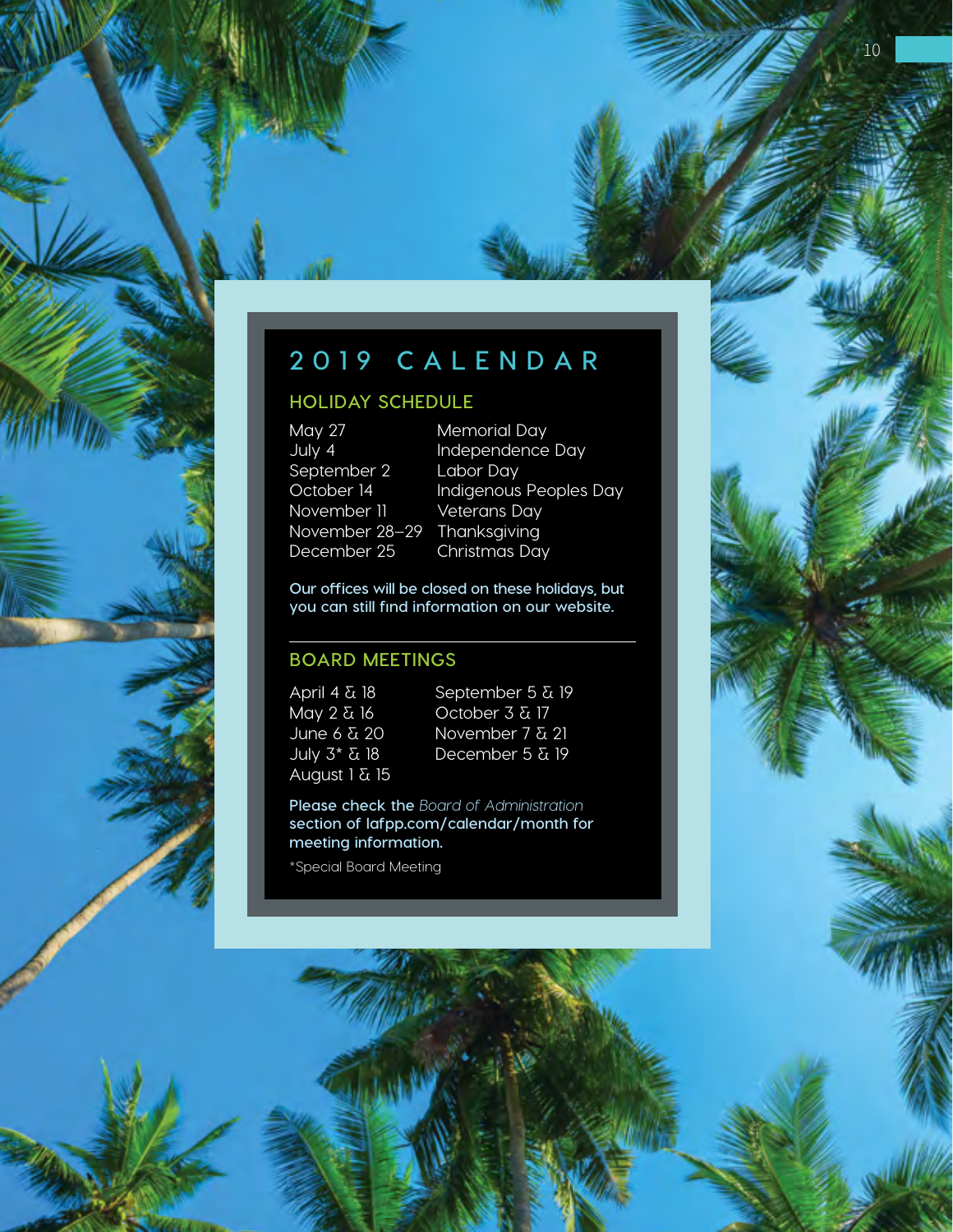# 2019 CALENDAR

## HOLIDAY SCHEDULE

| | |
|---|---|
| May 27 | Memorial Day |
| July 4 | Independence Day |
| September 2 | Labor Day |
| October 14 | Indigenous Peoples Day |
| November 11 | Veterans Day |
| November 28–29 | Thanksgiving |
| December 25 | Christmas Day |

**Our offices will be closed on these holidays, but you can still find information on our website.**

---

## BOARD MEETINGS

April 4 & 18
May 2 & 16
June 6 & 20
July 3* & 18
August 1 & 15
September 5 & 19
October 3 & 17
November 7 & 21
December 5 & 19

**Please check the** *Board of Administration* **section of lafpp.com/calendar/month for meeting information.**

*Special Board Meeting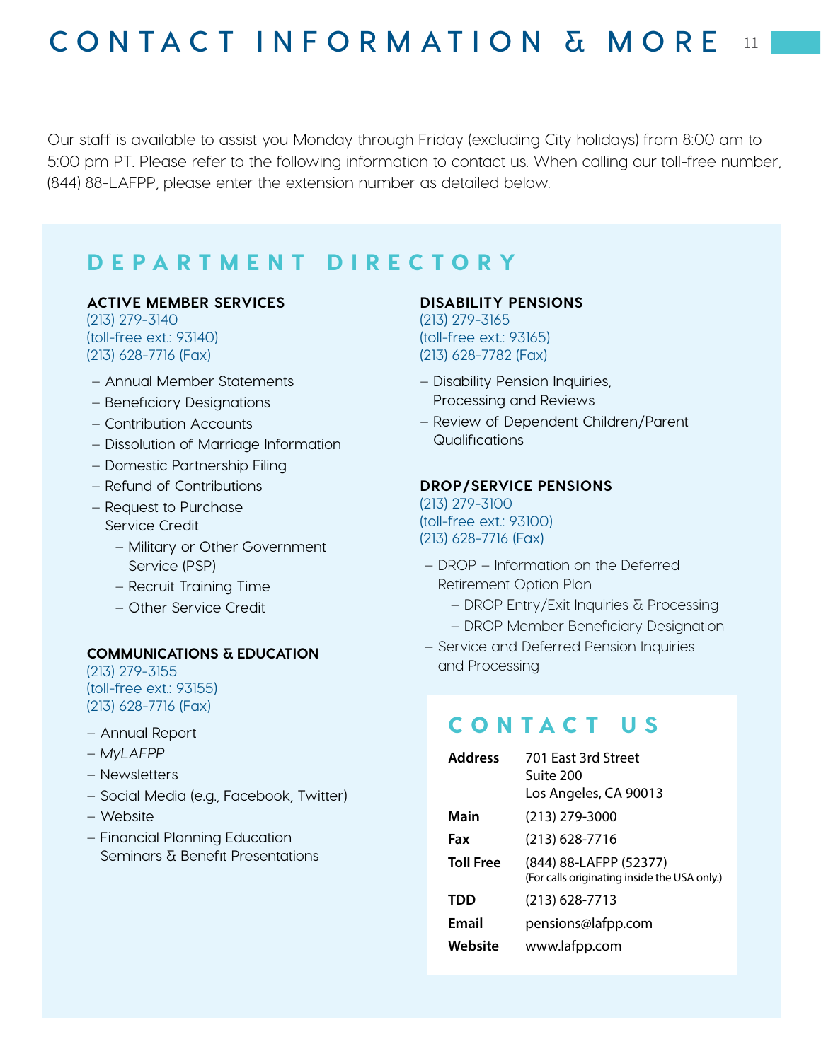# CONTACT INFORMATION & MORE

Our staff is available to assist you Monday through Friday (excluding City holidays) from 8:00 am to 5:00 pm PT. Please refer to the following information to contact us. When calling our toll-free number, (844) 88-LAFPP, please enter the extension number as detailed below.

## DEPARTMENT DIRECTORY

### ACTIVE MEMBER SERVICES

(213) 279-3140
(toll-free ext.: 93140)
(213) 628-7716 (Fax)

- Annual Member Statements
- Beneficiary Designations
- Contribution Accounts
- Dissolution of Marriage Information
- Domestic Partnership Filing
- Refund of Contributions
- Request to Purchase Service Credit
  - Military or Other Government Service (PSP)
  - Recruit Training Time
  - Other Service Credit

### COMMUNICATIONS & EDUCATION

(213) 279-3155
(toll-free ext.: 93155)
(213) 628-7716 (Fax)

- Annual Report
- *MyLAFPP*
- Newsletters
- Social Media (e.g., Facebook, Twitter)
- Website
- Financial Planning Education Seminars & Benefit Presentations

### DISABILITY PENSIONS

(213) 279-3165
(toll-free ext.: 93165)
(213) 628-7782 (Fax)

- Disability Pension Inquiries, Processing and Reviews
- Review of Dependent Children/Parent Qualifications

### DROP/SERVICE PENSIONS

(213) 279-3100
(toll-free ext.: 93100)
(213) 628-7716 (Fax)

- DROP – Information on the Deferred Retirement Option Plan
  - DROP Entry/Exit Inquiries & Processing
  - DROP Member Beneficiary Designation
- Service and Deferred Pension Inquiries and Processing

## CONTACT US

| | |
|---|---|
| **Address** | 701 East 3rd Street<br>Suite 200<br>Los Angeles, CA 90013 |
| **Main** | (213) 279-3000 |
| **Fax** | (213) 628-7716 |
| **Toll Free** | (844) 88-LAFPP (52377)<br>(For calls originating inside the USA only.) |
| **TDD** | (213) 628-7713 |
| **Email** | pensions@lafpp.com |
| **Website** | www.lafpp.com |